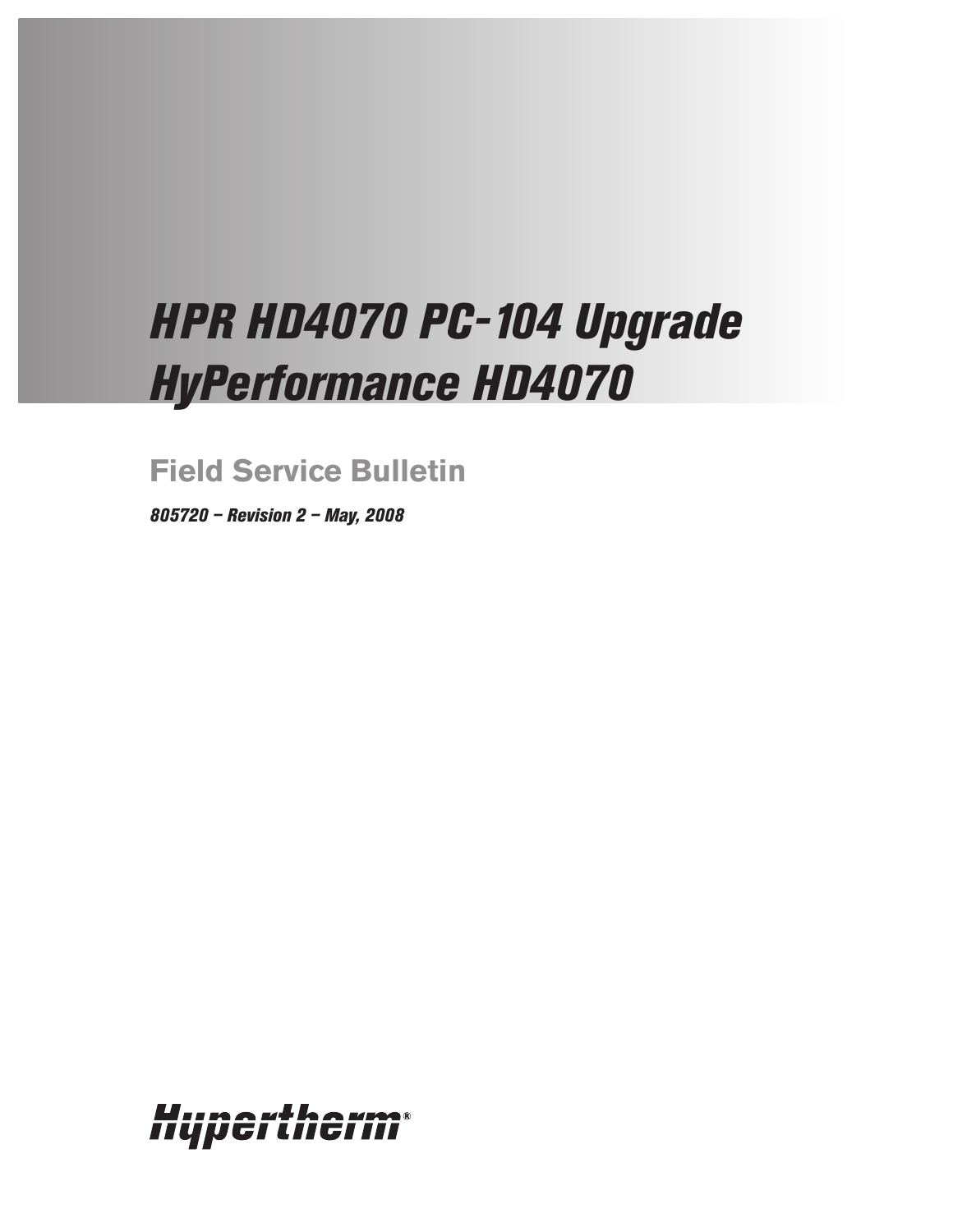# HPR HD4070 PC-104 Upgrade HyPerformance HD4070

## Field Service Bulletin

*805720 – Revision 2 – May, 2008*

Hypertherm®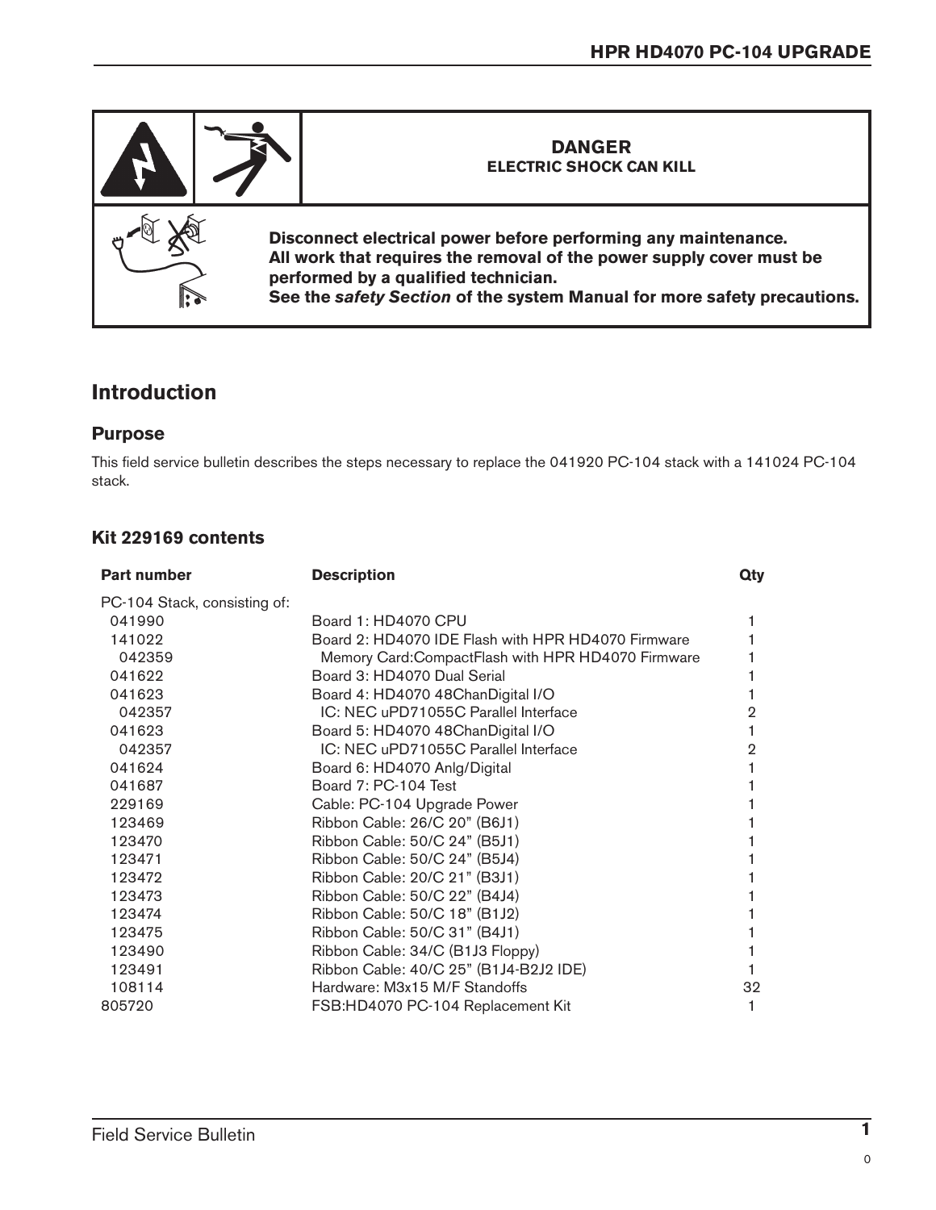**DANGER**
**ELECTRIC SHOCK CAN KILL**

**Disconnect electrical power before performing any maintenance.**
**All work that requires the removal of the power supply cover must be performed by a qualified technician.**
**See the *safety Section* of the system Manual for more safety precautions.**

# Introduction

## Purpose

This field service bulletin describes the steps necessary to replace the 041920 PC-104 stack with a 141024 PC-104 stack.

## Kit 229169 contents

| Part number | Description | Qty |
|---|---|---|
| PC-104 Stack, consisting of: | | |
| 041990 | Board 1: HD4070 CPU | 1 |
| 141022 | Board 2: HD4070 IDE Flash with HPR HD4070 Firmware | 1 |
| 042359 | Memory Card:CompactFlash with HPR HD4070 Firmware | 1 |
| 041622 | Board 3: HD4070 Dual Serial | 1 |
| 041623 | Board 4: HD4070 48ChanDigital I/O | 1 |
| 042357 | IC: NEC uPD71055C Parallel Interface | 2 |
| 041623 | Board 5: HD4070 48ChanDigital I/O | 1 |
| 042357 | IC: NEC uPD71055C Parallel Interface | 2 |
| 041624 | Board 6: HD4070 Anlg/Digital | 1 |
| 041687 | Board 7: PC-104 Test | 1 |
| 229169 | Cable: PC-104 Upgrade Power | 1 |
| 123469 | Ribbon Cable: 26/C 20" (B6J1) | 1 |
| 123470 | Ribbon Cable: 50/C 24" (B5J1) | 1 |
| 123471 | Ribbon Cable: 50/C 24" (B5J4) | 1 |
| 123472 | Ribbon Cable: 20/C 21" (B3J1) | 1 |
| 123473 | Ribbon Cable: 50/C 22" (B4J4) | 1 |
| 123474 | Ribbon Cable: 50/C 18" (B1J2) | 1 |
| 123475 | Ribbon Cable: 50/C 31" (B4J1) | 1 |
| 123490 | Ribbon Cable: 34/C (B1J3 Floppy) | 1 |
| 123491 | Ribbon Cable: 40/C 25" (B1J4-B2J2 IDE) | 1 |
| 108114 | Hardware: M3x15 M/F Standoffs | 32 |
| 805720 | FSB:HD4070 PC-104 Replacement Kit | 1 |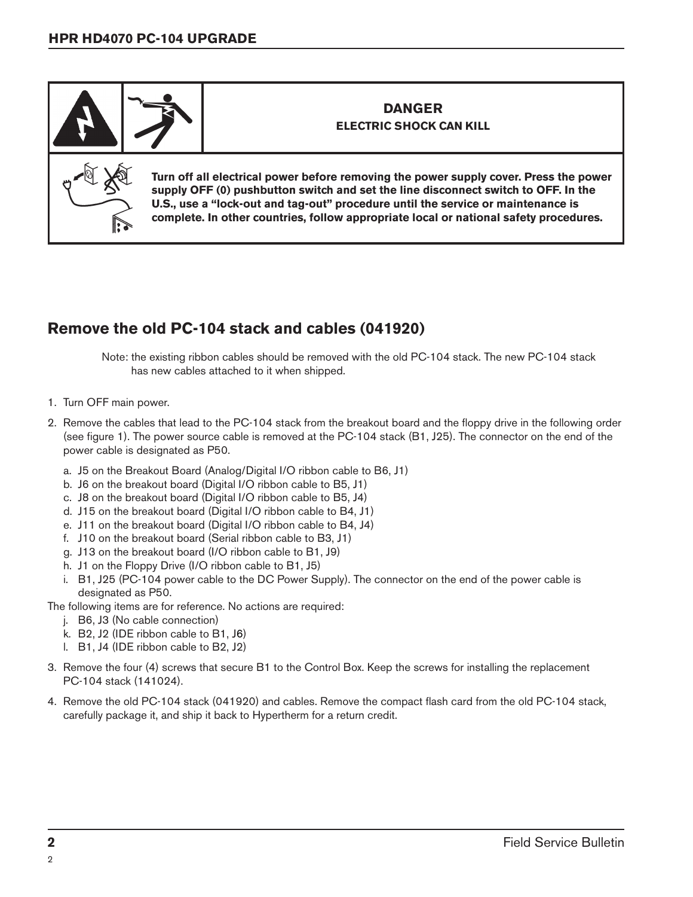**DANGER**

**ELECTRIC SHOCK CAN KILL**

**Turn off all electrical power before removing the power supply cover. Press the power supply OFF (0) pushbutton switch and set the line disconnect switch to OFF. In the U.S., use a "lock-out and tag-out" procedure until the service or maintenance is complete. In other countries, follow appropriate local or national safety procedures.**

## Remove the old PC-104 stack and cables (041920)

Note: the existing ribbon cables should be removed with the old PC-104 stack. The new PC-104 stack has new cables attached to it when shipped.

1. Turn OFF main power.
2. Remove the cables that lead to the PC-104 stack from the breakout board and the floppy drive in the following order (see figure 1). The power source cable is removed at the PC-104 stack (B1, J25). The connector on the end of the power cable is designated as P50.
   a. J5 on the Breakout Board (Analog/Digital I/O ribbon cable to B6, J1)
   b. J6 on the breakout board (Digital I/O ribbon cable to B5, J1)
   c. J8 on the breakout board (Digital I/O ribbon cable to B5, J4)
   d. J15 on the breakout board (Digital I/O ribbon cable to B4, J1)
   e. J11 on the breakout board (Digital I/O ribbon cable to B4, J4)
   f. J10 on the breakout board (Serial ribbon cable to B3, J1)
   g. J13 on the breakout board (I/O ribbon cable to B1, J9)
   h. J1 on the Floppy Drive (I/O ribbon cable to B1, J5)
   i. B1, J25 (PC-104 power cable to the DC Power Supply). The connector on the end of the power cable is designated as P50.

   The following items are for reference. No actions are required:
   j. B6, J3 (No cable connection)
   k. B2, J2 (IDE ribbon cable to B1, J6)
   l. B1, J4 (IDE ribbon cable to B2, J2)
3. Remove the four (4) screws that secure B1 to the Control Box. Keep the screws for installing the replacement PC-104 stack (141024).
4. Remove the old PC-104 stack (041920) and cables. Remove the compact flash card from the old PC-104 stack, carefully package it, and ship it back to Hypertherm for a return credit.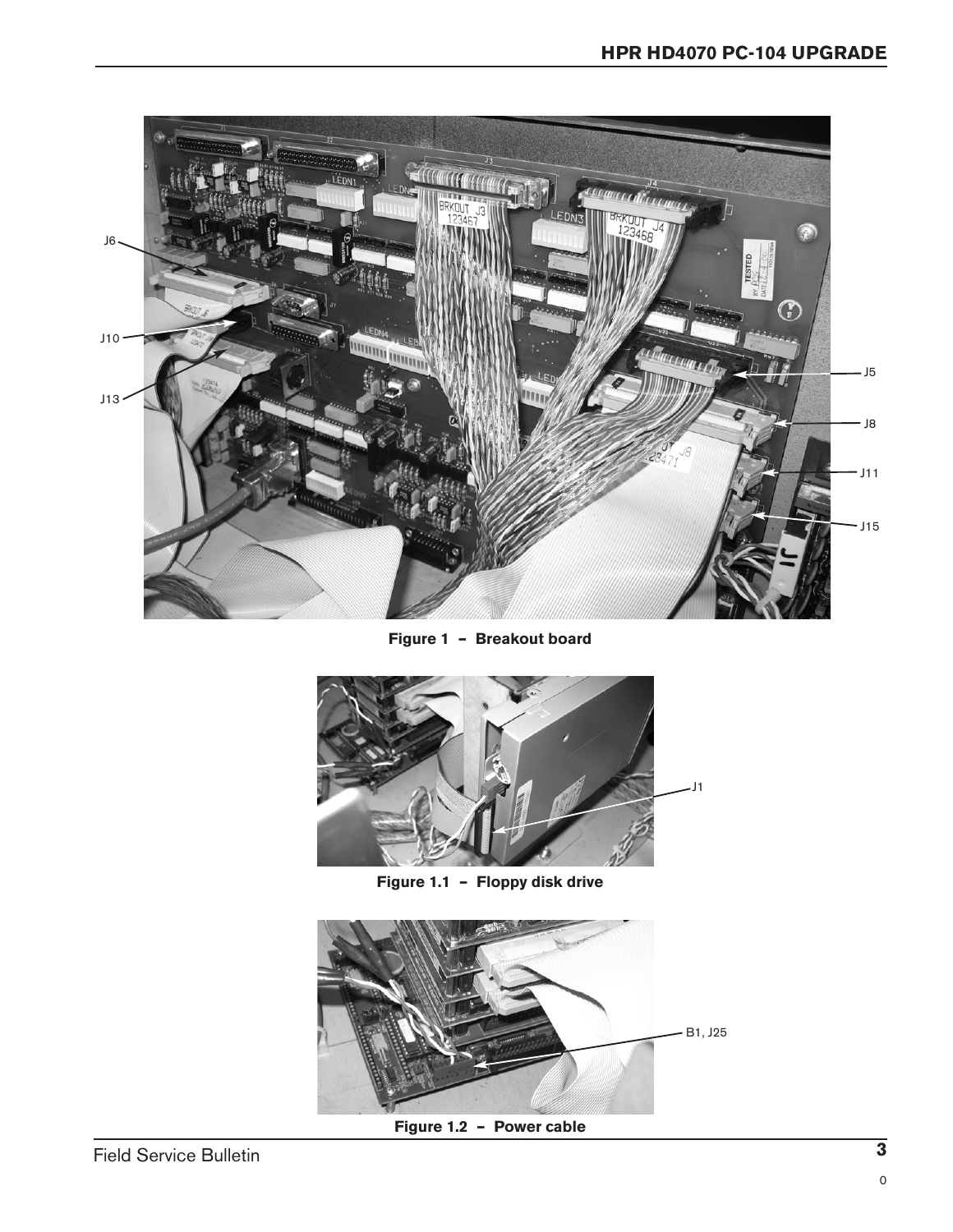J6

J10

J13

J5

J8

J11

J15

**Figure 1 – Breakout board**

J1

**Figure 1.1 – Floppy disk drive**

B1, J25

**Figure 1.2 – Power cable**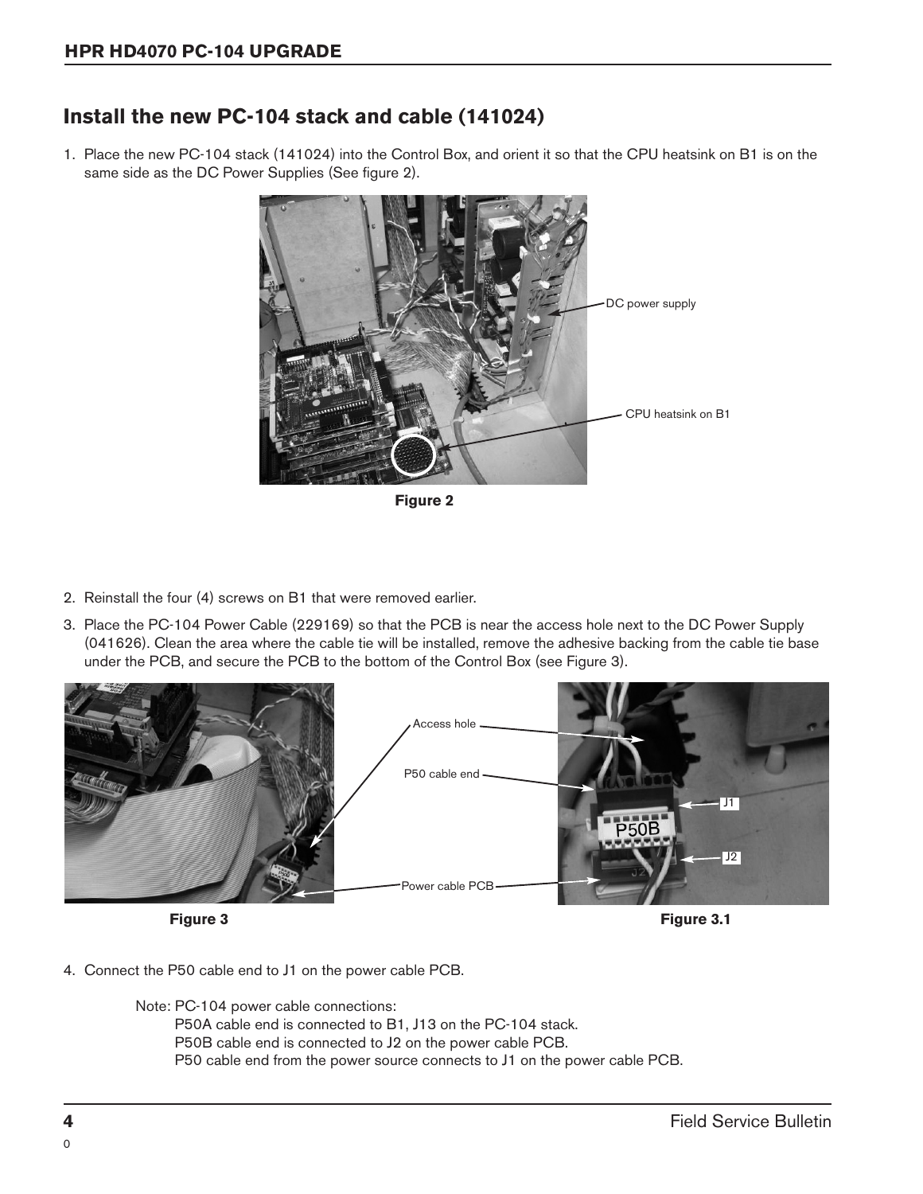## Install the new PC-104 stack and cable (141024)

1. Place the new PC-104 stack (141024) into the Control Box, and orient it so that the CPU heatsink on B1 is on the same side as the DC Power Supplies (See figure 2).

DC power supply

CPU heatsink on B1

**Figure 2**

2. Reinstall the four (4) screws on B1 that were removed earlier.
3. Place the PC-104 Power Cable (229169) so that the PCB is near the access hole next to the DC Power Supply (041626). Clean the area where the cable tie will be installed, remove the adhesive backing from the cable tie base under the PCB, and secure the PCB to the bottom of the Control Box (see Figure 3).

Access hole

P50 cable end

Power cable PCB

J1

J2

**Figure 3**

**Figure 3.1**

4. Connect the P50 cable end to J1 on the power cable PCB.

Note: PC-104 power cable connections:
P50A cable end is connected to B1, J13 on the PC-104 stack.
P50B cable end is connected to J2 on the power cable PCB.
P50 cable end from the power source connects to J1 on the power cable PCB.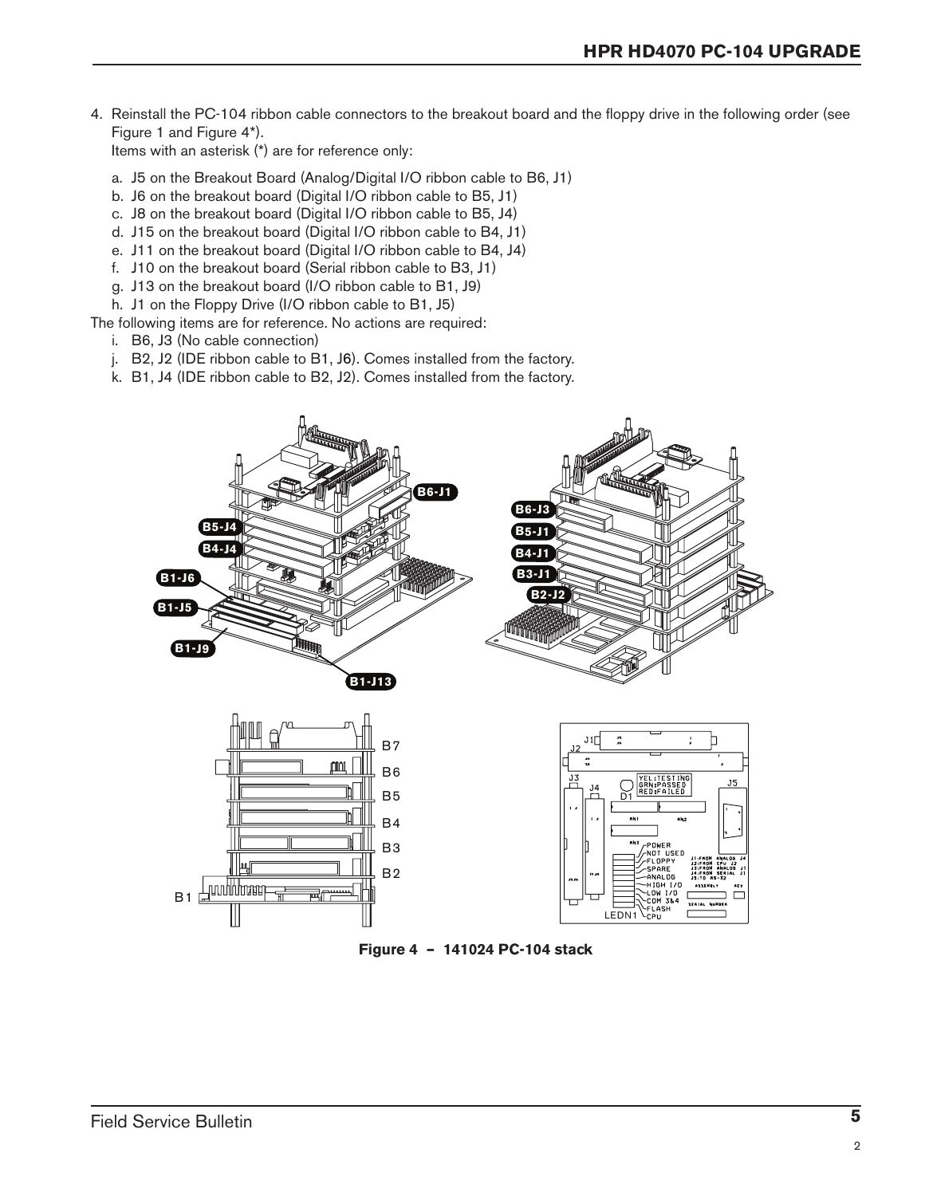4. Reinstall the PC-104 ribbon cable connectors to the breakout board and the floppy drive in the following order (see Figure 1 and Figure 4*).
   Items with an asterisk (*) are for reference only:

   a. J5 on the Breakout Board (Analog/Digital I/O ribbon cable to B6, J1)
   b. J6 on the breakout board (Digital I/O ribbon cable to B5, J1)
   c. J8 on the breakout board (Digital I/O ribbon cable to B5, J4)
   d. J15 on the breakout board (Digital I/O ribbon cable to B4, J1)
   e. J11 on the breakout board (Digital I/O ribbon cable to B4, J4)
   f. J10 on the breakout board (Serial ribbon cable to B3, J1)
   g. J13 on the breakout board (I/O ribbon cable to B1, J9)
   h. J1 on the Floppy Drive (I/O ribbon cable to B1, J5)

The following items are for reference. No actions are required:

   i. B6, J3 (No cable connection)
   j. B2, J2 (IDE ribbon cable to B1, J6). Comes installed from the factory.
   k. B1, J4 (IDE ribbon cable to B2, J2). Comes installed from the factory.

**Figure 4 – 141024 PC-104 stack**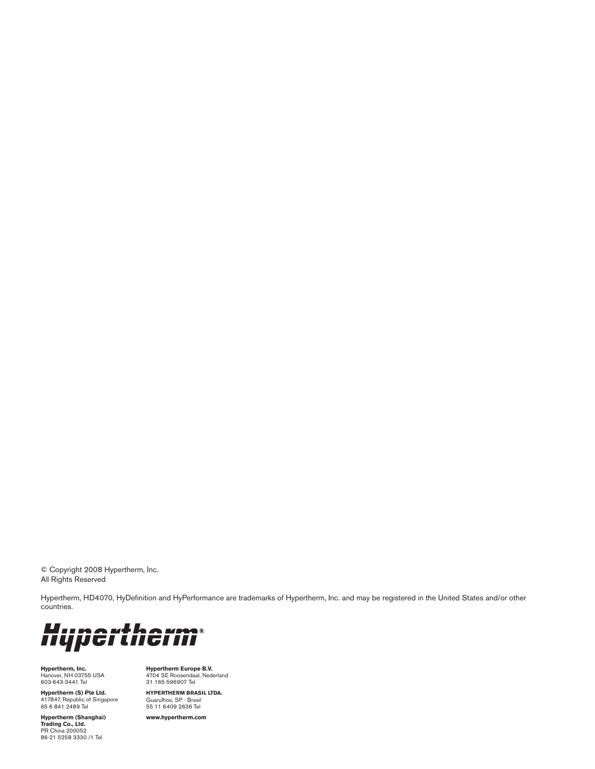© Copyright 2008 Hypertherm, Inc.
All Rights Reserved

Hypertherm, HD4070, HyDefinition and HyPerformance are trademarks of Hypertherm, Inc. and may be registered in the United States and/or other countries.

Hypertherm®

**Hypertherm, Inc.**
Hanover, NH 03755 USA
603-643-3441 Tel

**Hypertherm (S) Pte Ltd.**
417847, Republic of Singapore
65 6 841 2489 Tel

**Hypertherm (Shanghai) Trading Co., Ltd.**
PR China 200052
86-21 5258 3330 /1 Tel

**Hypertherm Europe B.V.**
4704 SE Roosendaal, Nederland
31 165 596907 Tel

**HYPERTHERM BRASIL LTDA.**
Guarulhos, SP - Brasil
55 11 6409 2636 Tel

**www.hypertherm.com**